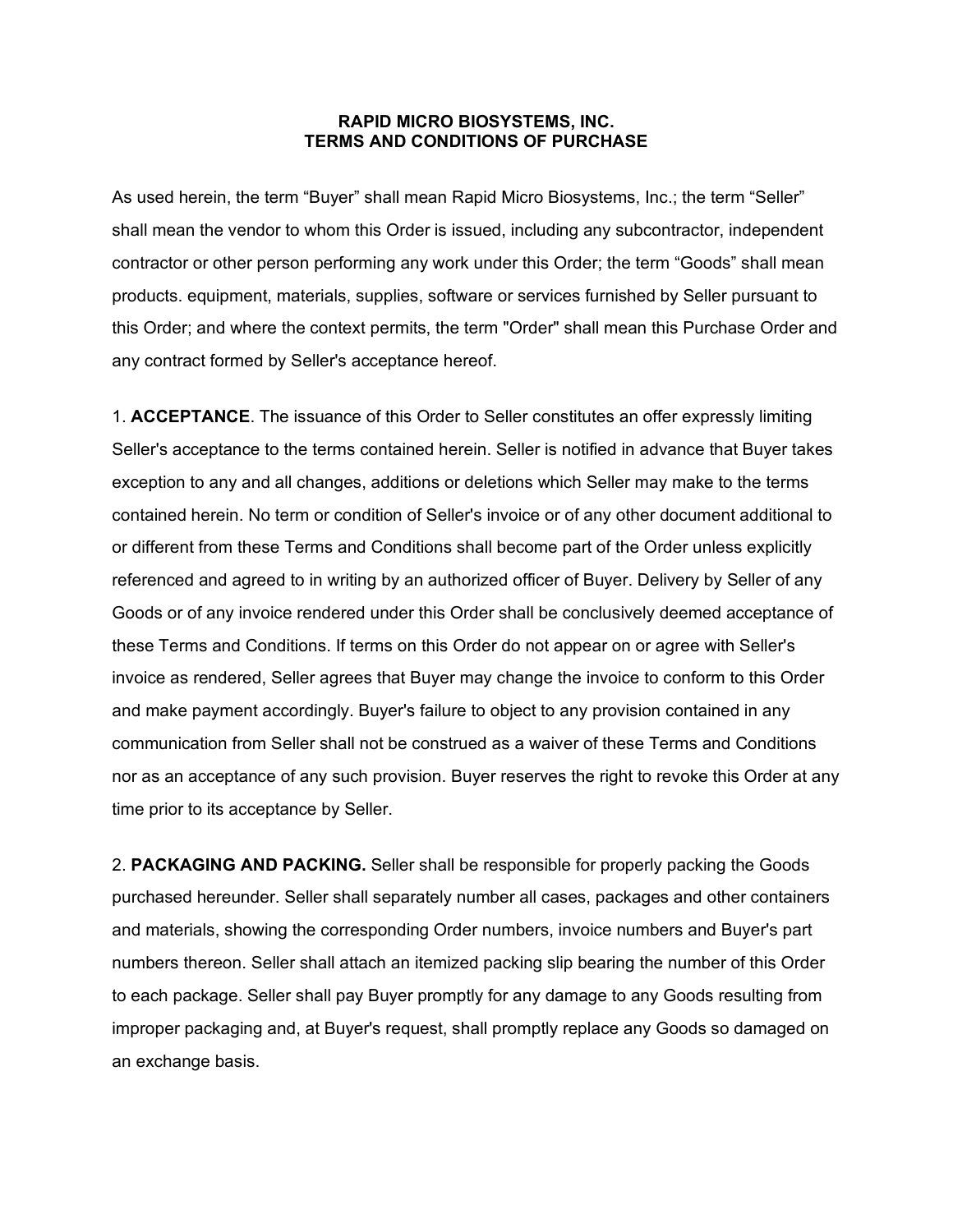# RAPID MICRO BIOSYSTEMS, INC.
# TERMS AND CONDITIONS OF PURCHASE

As used herein, the term “Buyer” shall mean Rapid Micro Biosystems, Inc.; the term “Seller” shall mean the vendor to whom this Order is issued, including any subcontractor, independent contractor or other person performing any work under this Order; the term “Goods” shall mean products. equipment, materials, supplies, software or services furnished by Seller pursuant to this Order; and where the context permits, the term "Order" shall mean this Purchase Order and any contract formed by Seller's acceptance hereof.

1. **ACCEPTANCE**. The issuance of this Order to Seller constitutes an offer expressly limiting Seller's acceptance to the terms contained herein. Seller is notified in advance that Buyer takes exception to any and all changes, additions or deletions which Seller may make to the terms contained herein. No term or condition of Seller's invoice or of any other document additional to or different from these Terms and Conditions shall become part of the Order unless explicitly referenced and agreed to in writing by an authorized officer of Buyer. Delivery by Seller of any Goods or of any invoice rendered under this Order shall be conclusively deemed acceptance of these Terms and Conditions. If terms on this Order do not appear on or agree with Seller's invoice as rendered, Seller agrees that Buyer may change the invoice to conform to this Order and make payment accordingly. Buyer's failure to object to any provision contained in any communication from Seller shall not be construed as a waiver of these Terms and Conditions nor as an acceptance of any such provision. Buyer reserves the right to revoke this Order at any time prior to its acceptance by Seller.

2. **PACKAGING AND PACKING.** Seller shall be responsible for properly packing the Goods purchased hereunder. Seller shall separately number all cases, packages and other containers and materials, showing the corresponding Order numbers, invoice numbers and Buyer's part numbers thereon. Seller shall attach an itemized packing slip bearing the number of this Order to each package. Seller shall pay Buyer promptly for any damage to any Goods resulting from improper packaging and, at Buyer's request, shall promptly replace any Goods so damaged on an exchange basis.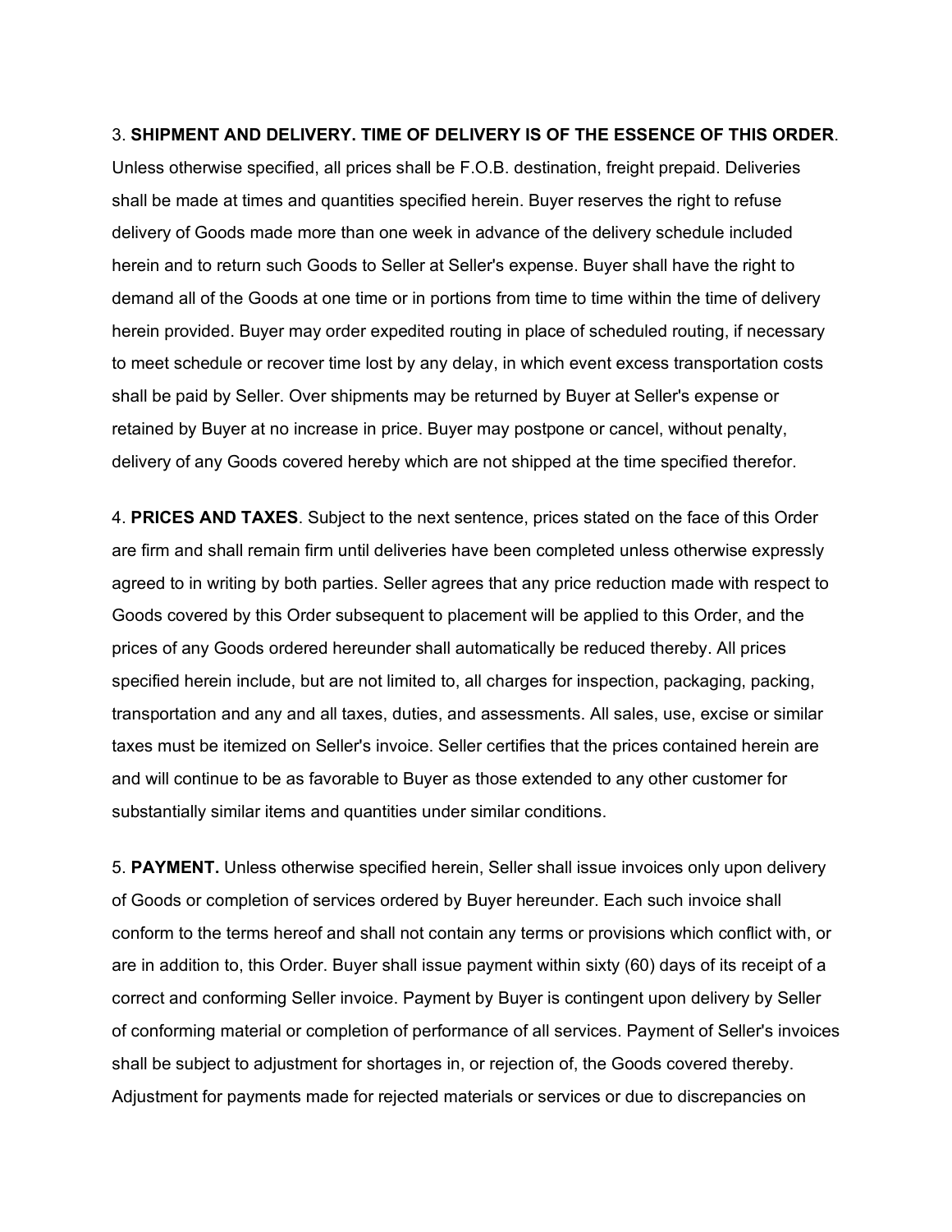3. **SHIPMENT AND DELIVERY. TIME OF DELIVERY IS OF THE ESSENCE OF THIS ORDER**. Unless otherwise specified, all prices shall be F.O.B. destination, freight prepaid. Deliveries shall be made at times and quantities specified herein. Buyer reserves the right to refuse delivery of Goods made more than one week in advance of the delivery schedule included herein and to return such Goods to Seller at Seller's expense. Buyer shall have the right to demand all of the Goods at one time or in portions from time to time within the time of delivery herein provided. Buyer may order expedited routing in place of scheduled routing, if necessary to meet schedule or recover time lost by any delay, in which event excess transportation costs shall be paid by Seller. Over shipments may be returned by Buyer at Seller's expense or retained by Buyer at no increase in price. Buyer may postpone or cancel, without penalty, delivery of any Goods covered hereby which are not shipped at the time specified therefor.

4. **PRICES AND TAXES**. Subject to the next sentence, prices stated on the face of this Order are firm and shall remain firm until deliveries have been completed unless otherwise expressly agreed to in writing by both parties. Seller agrees that any price reduction made with respect to Goods covered by this Order subsequent to placement will be applied to this Order, and the prices of any Goods ordered hereunder shall automatically be reduced thereby. All prices specified herein include, but are not limited to, all charges for inspection, packaging, packing, transportation and any and all taxes, duties, and assessments. All sales, use, excise or similar taxes must be itemized on Seller's invoice. Seller certifies that the prices contained herein are and will continue to be as favorable to Buyer as those extended to any other customer for substantially similar items and quantities under similar conditions.

5. **PAYMENT.** Unless otherwise specified herein, Seller shall issue invoices only upon delivery of Goods or completion of services ordered by Buyer hereunder. Each such invoice shall conform to the terms hereof and shall not contain any terms or provisions which conflict with, or are in addition to, this Order. Buyer shall issue payment within sixty (60) days of its receipt of a correct and conforming Seller invoice. Payment by Buyer is contingent upon delivery by Seller of conforming material or completion of performance of all services. Payment of Seller's invoices shall be subject to adjustment for shortages in, or rejection of, the Goods covered thereby. Adjustment for payments made for rejected materials or services or due to discrepancies on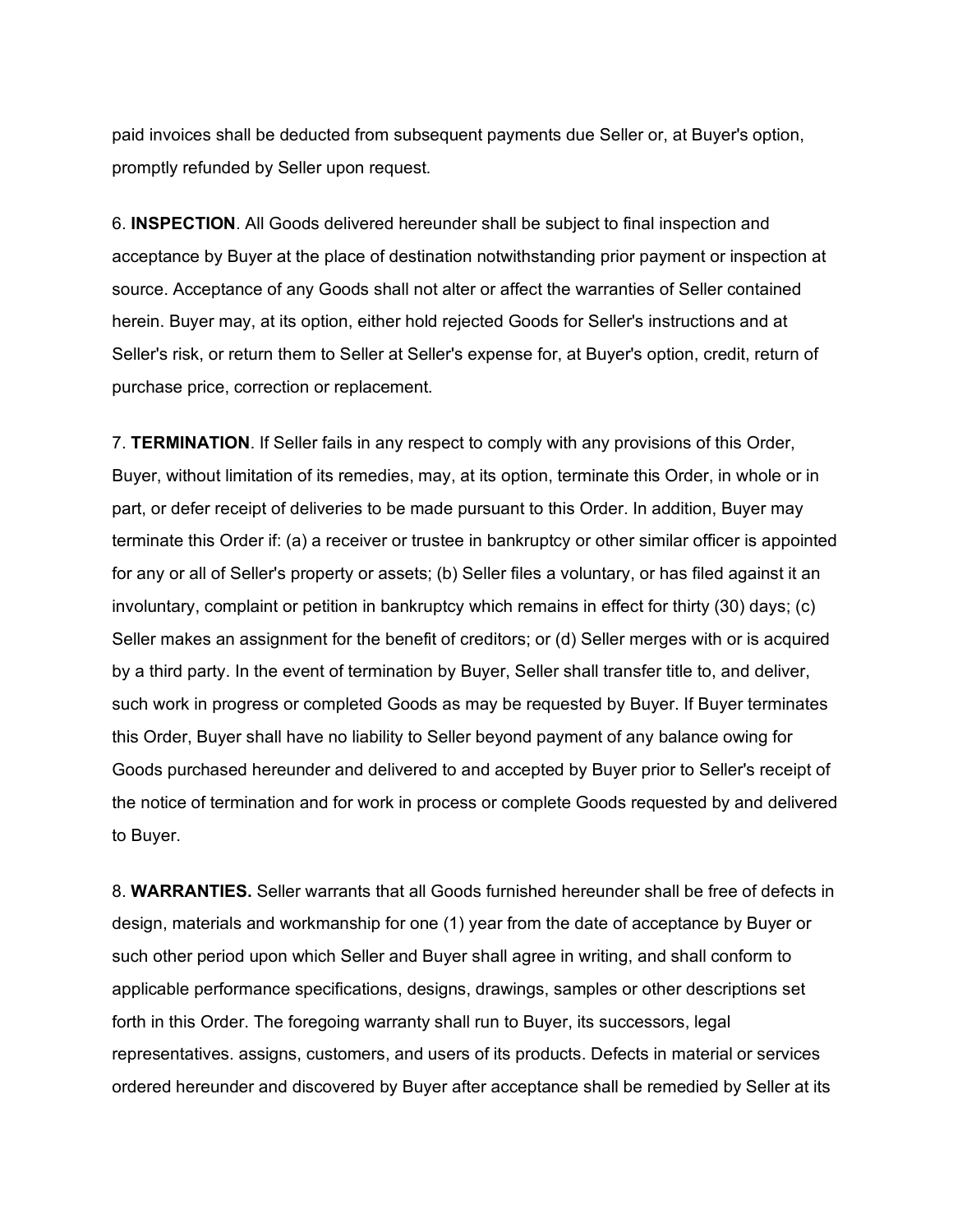paid invoices shall be deducted from subsequent payments due Seller or, at Buyer's option, promptly refunded by Seller upon request.

6. **INSPECTION**. All Goods delivered hereunder shall be subject to final inspection and acceptance by Buyer at the place of destination notwithstanding prior payment or inspection at source. Acceptance of any Goods shall not alter or affect the warranties of Seller contained herein. Buyer may, at its option, either hold rejected Goods for Seller's instructions and at Seller's risk, or return them to Seller at Seller's expense for, at Buyer's option, credit, return of purchase price, correction or replacement.

7. **TERMINATION**. If Seller fails in any respect to comply with any provisions of this Order, Buyer, without limitation of its remedies, may, at its option, terminate this Order, in whole or in part, or defer receipt of deliveries to be made pursuant to this Order. In addition, Buyer may terminate this Order if: (a) a receiver or trustee in bankruptcy or other similar officer is appointed for any or all of Seller's property or assets; (b) Seller files a voluntary, or has filed against it an involuntary, complaint or petition in bankruptcy which remains in effect for thirty (30) days; (c) Seller makes an assignment for the benefit of creditors; or (d) Seller merges with or is acquired by a third party. In the event of termination by Buyer, Seller shall transfer title to, and deliver, such work in progress or completed Goods as may be requested by Buyer. If Buyer terminates this Order, Buyer shall have no liability to Seller beyond payment of any balance owing for Goods purchased hereunder and delivered to and accepted by Buyer prior to Seller's receipt of the notice of termination and for work in process or complete Goods requested by and delivered to Buyer.

8. **WARRANTIES.** Seller warrants that all Goods furnished hereunder shall be free of defects in design, materials and workmanship for one (1) year from the date of acceptance by Buyer or such other period upon which Seller and Buyer shall agree in writing, and shall conform to applicable performance specifications, designs, drawings, samples or other descriptions set forth in this Order. The foregoing warranty shall run to Buyer, its successors, legal representatives. assigns, customers, and users of its products. Defects in material or services ordered hereunder and discovered by Buyer after acceptance shall be remedied by Seller at its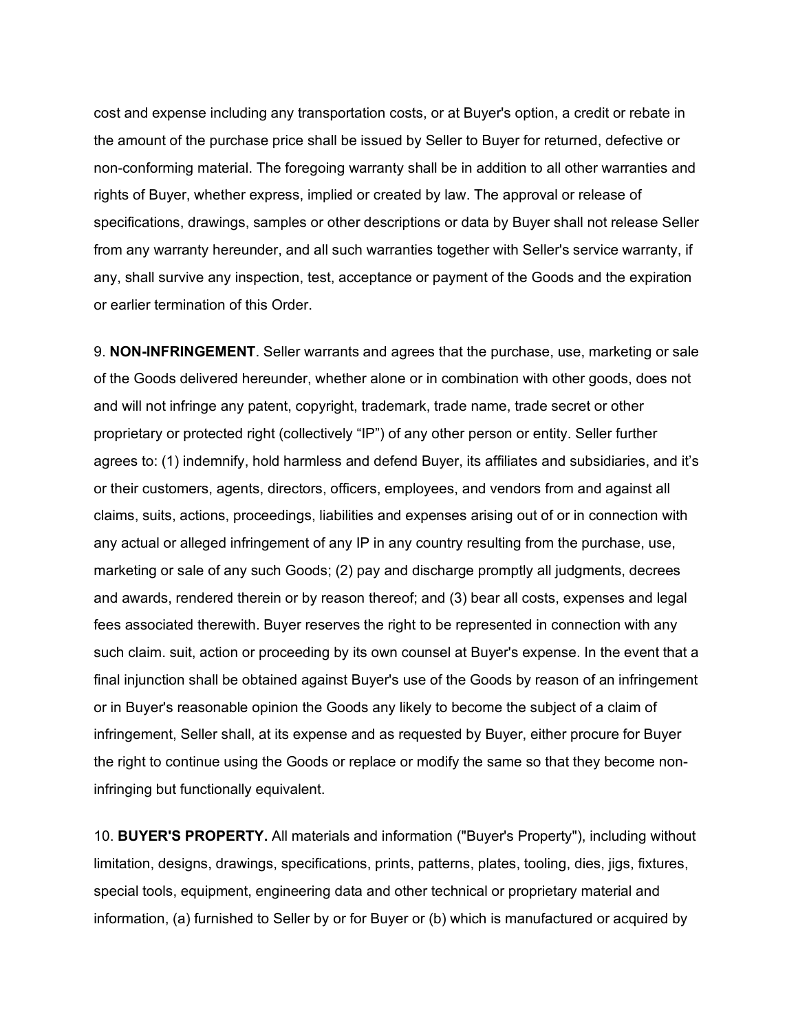cost and expense including any transportation costs, or at Buyer's option, a credit or rebate in the amount of the purchase price shall be issued by Seller to Buyer for returned, defective or non-conforming material. The foregoing warranty shall be in addition to all other warranties and rights of Buyer, whether express, implied or created by law. The approval or release of specifications, drawings, samples or other descriptions or data by Buyer shall not release Seller from any warranty hereunder, and all such warranties together with Seller's service warranty, if any, shall survive any inspection, test, acceptance or payment of the Goods and the expiration or earlier termination of this Order.

9. **NON-INFRINGEMENT**. Seller warrants and agrees that the purchase, use, marketing or sale of the Goods delivered hereunder, whether alone or in combination with other goods, does not and will not infringe any patent, copyright, trademark, trade name, trade secret or other proprietary or protected right (collectively "IP") of any other person or entity. Seller further agrees to: (1) indemnify, hold harmless and defend Buyer, its affiliates and subsidiaries, and it's or their customers, agents, directors, officers, employees, and vendors from and against all claims, suits, actions, proceedings, liabilities and expenses arising out of or in connection with any actual or alleged infringement of any IP in any country resulting from the purchase, use, marketing or sale of any such Goods; (2) pay and discharge promptly all judgments, decrees and awards, rendered therein or by reason thereof; and (3) bear all costs, expenses and legal fees associated therewith. Buyer reserves the right to be represented in connection with any such claim. suit, action or proceeding by its own counsel at Buyer's expense. In the event that a final injunction shall be obtained against Buyer's use of the Goods by reason of an infringement or in Buyer's reasonable opinion the Goods any likely to become the subject of a claim of infringement, Seller shall, at its expense and as requested by Buyer, either procure for Buyer the right to continue using the Goods or replace or modify the same so that they become non-infringing but functionally equivalent.

10. **BUYER'S PROPERTY.** All materials and information ("Buyer's Property"), including without limitation, designs, drawings, specifications, prints, patterns, plates, tooling, dies, jigs, fixtures, special tools, equipment, engineering data and other technical or proprietary material and information, (a) furnished to Seller by or for Buyer or (b) which is manufactured or acquired by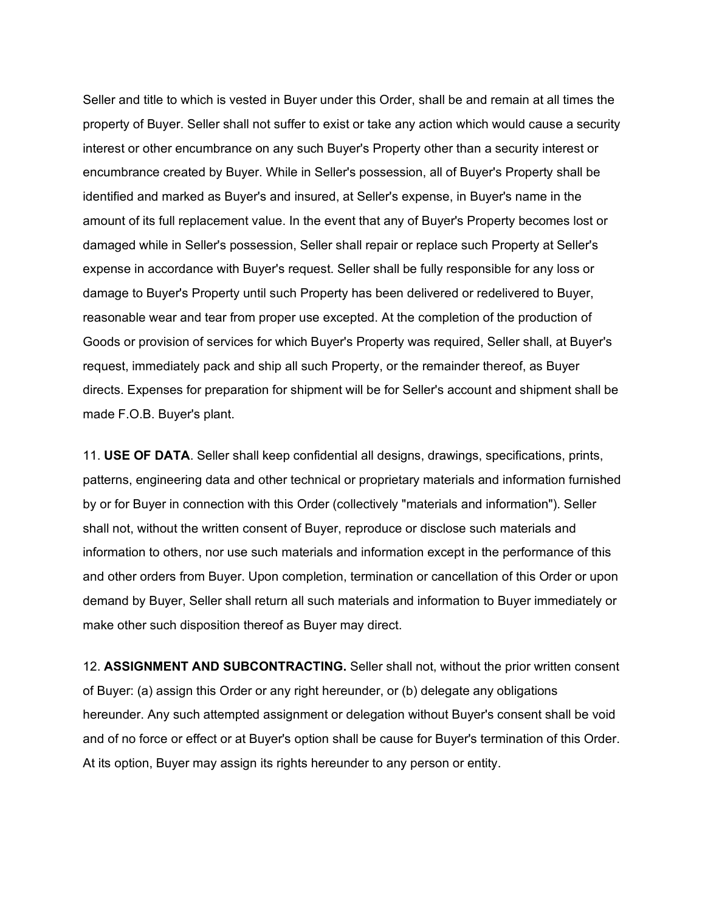Seller and title to which is vested in Buyer under this Order, shall be and remain at all times the property of Buyer. Seller shall not suffer to exist or take any action which would cause a security interest or other encumbrance on any such Buyer's Property other than a security interest or encumbrance created by Buyer. While in Seller's possession, all of Buyer's Property shall be identified and marked as Buyer's and insured, at Seller's expense, in Buyer's name in the amount of its full replacement value. In the event that any of Buyer's Property becomes lost or damaged while in Seller's possession, Seller shall repair or replace such Property at Seller's expense in accordance with Buyer's request. Seller shall be fully responsible for any loss or damage to Buyer's Property until such Property has been delivered or redelivered to Buyer, reasonable wear and tear from proper use excepted. At the completion of the production of Goods or provision of services for which Buyer's Property was required, Seller shall, at Buyer's request, immediately pack and ship all such Property, or the remainder thereof, as Buyer directs. Expenses for preparation for shipment will be for Seller's account and shipment shall be made F.O.B. Buyer's plant.

11. **USE OF DATA**. Seller shall keep confidential all designs, drawings, specifications, prints, patterns, engineering data and other technical or proprietary materials and information furnished by or for Buyer in connection with this Order (collectively "materials and information"). Seller shall not, without the written consent of Buyer, reproduce or disclose such materials and information to others, nor use such materials and information except in the performance of this and other orders from Buyer. Upon completion, termination or cancellation of this Order or upon demand by Buyer, Seller shall return all such materials and information to Buyer immediately or make other such disposition thereof as Buyer may direct.

12. **ASSIGNMENT AND SUBCONTRACTING.** Seller shall not, without the prior written consent of Buyer: (a) assign this Order or any right hereunder, or (b) delegate any obligations hereunder. Any such attempted assignment or delegation without Buyer's consent shall be void and of no force or effect or at Buyer's option shall be cause for Buyer's termination of this Order. At its option, Buyer may assign its rights hereunder to any person or entity.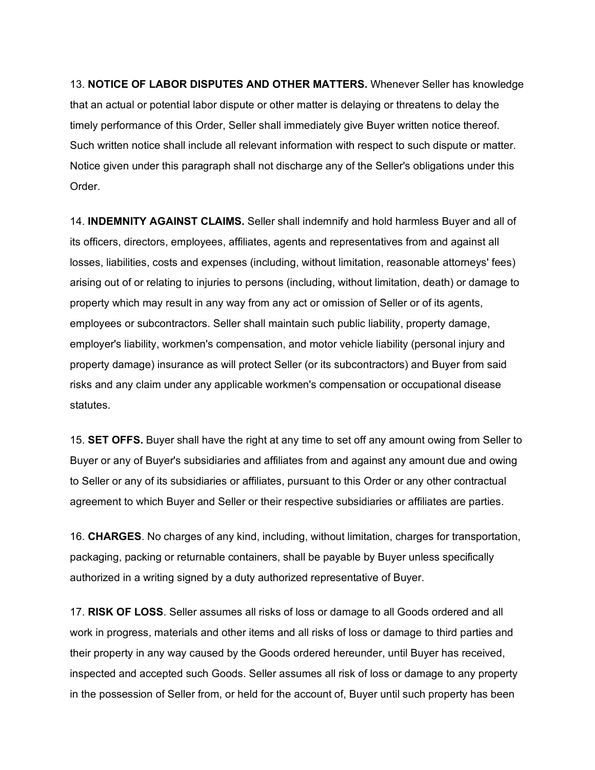13. **NOTICE OF LABOR DISPUTES AND OTHER MATTERS.** Whenever Seller has knowledge that an actual or potential labor dispute or other matter is delaying or threatens to delay the timely performance of this Order, Seller shall immediately give Buyer written notice thereof. Such written notice shall include all relevant information with respect to such dispute or matter. Notice given under this paragraph shall not discharge any of the Seller's obligations under this Order.

14. **INDEMNITY AGAINST CLAIMS.** Seller shall indemnify and hold harmless Buyer and all of its officers, directors, employees, affiliates, agents and representatives from and against all losses, liabilities, costs and expenses (including, without limitation, reasonable attorneys' fees) arising out of or relating to injuries to persons (including, without limitation, death) or damage to property which may result in any way from any act or omission of Seller or of its agents, employees or subcontractors. Seller shall maintain such public liability, property damage, employer's liability, workmen's compensation, and motor vehicle liability (personal injury and property damage) insurance as will protect Seller (or its subcontractors) and Buyer from said risks and any claim under any applicable workmen's compensation or occupational disease statutes.

15. **SET OFFS.** Buyer shall have the right at any time to set off any amount owing from Seller to Buyer or any of Buyer's subsidiaries and affiliates from and against any amount due and owing to Seller or any of its subsidiaries or affiliates, pursuant to this Order or any other contractual agreement to which Buyer and Seller or their respective subsidiaries or affiliates are parties.

16. **CHARGES**. No charges of any kind, including, without limitation, charges for transportation, packaging, packing or returnable containers, shall be payable by Buyer unless specifically authorized in a writing signed by a duty authorized representative of Buyer.

17. **RISK OF LOSS**. Seller assumes all risks of loss or damage to all Goods ordered and all work in progress, materials and other items and all risks of loss or damage to third parties and their property in any way caused by the Goods ordered hereunder, until Buyer has received, inspected and accepted such Goods. Seller assumes all risk of loss or damage to any property in the possession of Seller from, or held for the account of, Buyer until such property has been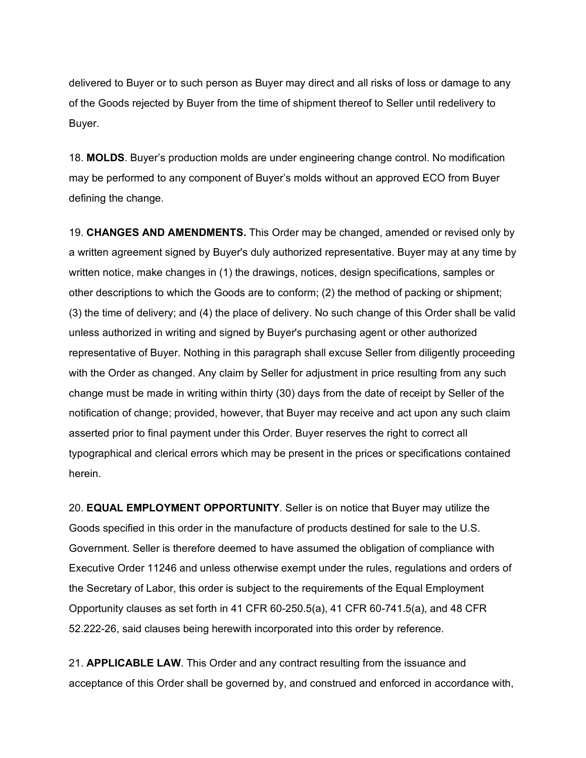delivered to Buyer or to such person as Buyer may direct and all risks of loss or damage to any of the Goods rejected by Buyer from the time of shipment thereof to Seller until redelivery to Buyer.

18. **MOLDS**. Buyer’s production molds are under engineering change control. No modification may be performed to any component of Buyer’s molds without an approved ECO from Buyer defining the change.

19. **CHANGES AND AMENDMENTS.** This Order may be changed, amended or revised only by a written agreement signed by Buyer's duly authorized representative. Buyer may at any time by written notice, make changes in (1) the drawings, notices, design specifications, samples or other descriptions to which the Goods are to conform; (2) the method of packing or shipment; (3) the time of delivery; and (4) the place of delivery. No such change of this Order shall be valid unless authorized in writing and signed by Buyer's purchasing agent or other authorized representative of Buyer. Nothing in this paragraph shall excuse Seller from diligently proceeding with the Order as changed. Any claim by Seller for adjustment in price resulting from any such change must be made in writing within thirty (30) days from the date of receipt by Seller of the notification of change; provided, however, that Buyer may receive and act upon any such claim asserted prior to final payment under this Order. Buyer reserves the right to correct all typographical and clerical errors which may be present in the prices or specifications contained herein.

20. **EQUAL EMPLOYMENT OPPORTUNITY**. Seller is on notice that Buyer may utilize the Goods specified in this order in the manufacture of products destined for sale to the U.S. Government. Seller is therefore deemed to have assumed the obligation of compliance with Executive Order 11246 and unless otherwise exempt under the rules, regulations and orders of the Secretary of Labor, this order is subject to the requirements of the Equal Employment Opportunity clauses as set forth in 41 CFR 60-250.5(a), 41 CFR 60-741.5(a), and 48 CFR 52.222-26, said clauses being herewith incorporated into this order by reference.

21. **APPLICABLE LAW**. This Order and any contract resulting from the issuance and acceptance of this Order shall be governed by, and construed and enforced in accordance with,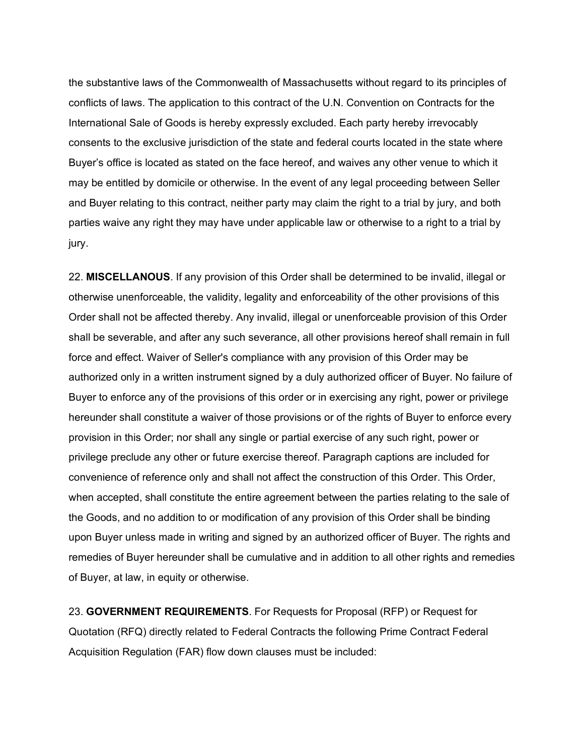the substantive laws of the Commonwealth of Massachusetts without regard to its principles of conflicts of laws. The application to this contract of the U.N. Convention on Contracts for the International Sale of Goods is hereby expressly excluded. Each party hereby irrevocably consents to the exclusive jurisdiction of the state and federal courts located in the state where Buyer's office is located as stated on the face hereof, and waives any other venue to which it may be entitled by domicile or otherwise. In the event of any legal proceeding between Seller and Buyer relating to this contract, neither party may claim the right to a trial by jury, and both parties waive any right they may have under applicable law or otherwise to a right to a trial by jury.

22. **MISCELLANOUS**. If any provision of this Order shall be determined to be invalid, illegal or otherwise unenforceable, the validity, legality and enforceability of the other provisions of this Order shall not be affected thereby. Any invalid, illegal or unenforceable provision of this Order shall be severable, and after any such severance, all other provisions hereof shall remain in full force and effect. Waiver of Seller's compliance with any provision of this Order may be authorized only in a written instrument signed by a duly authorized officer of Buyer. No failure of Buyer to enforce any of the provisions of this order or in exercising any right, power or privilege hereunder shall constitute a waiver of those provisions or of the rights of Buyer to enforce every provision in this Order; nor shall any single or partial exercise of any such right, power or privilege preclude any other or future exercise thereof. Paragraph captions are included for convenience of reference only and shall not affect the construction of this Order. This Order, when accepted, shall constitute the entire agreement between the parties relating to the sale of the Goods, and no addition to or modification of any provision of this Order shall be binding upon Buyer unless made in writing and signed by an authorized officer of Buyer. The rights and remedies of Buyer hereunder shall be cumulative and in addition to all other rights and remedies of Buyer, at law, in equity or otherwise.

23. **GOVERNMENT REQUIREMENTS**. For Requests for Proposal (RFP) or Request for Quotation (RFQ) directly related to Federal Contracts the following Prime Contract Federal Acquisition Regulation (FAR) flow down clauses must be included: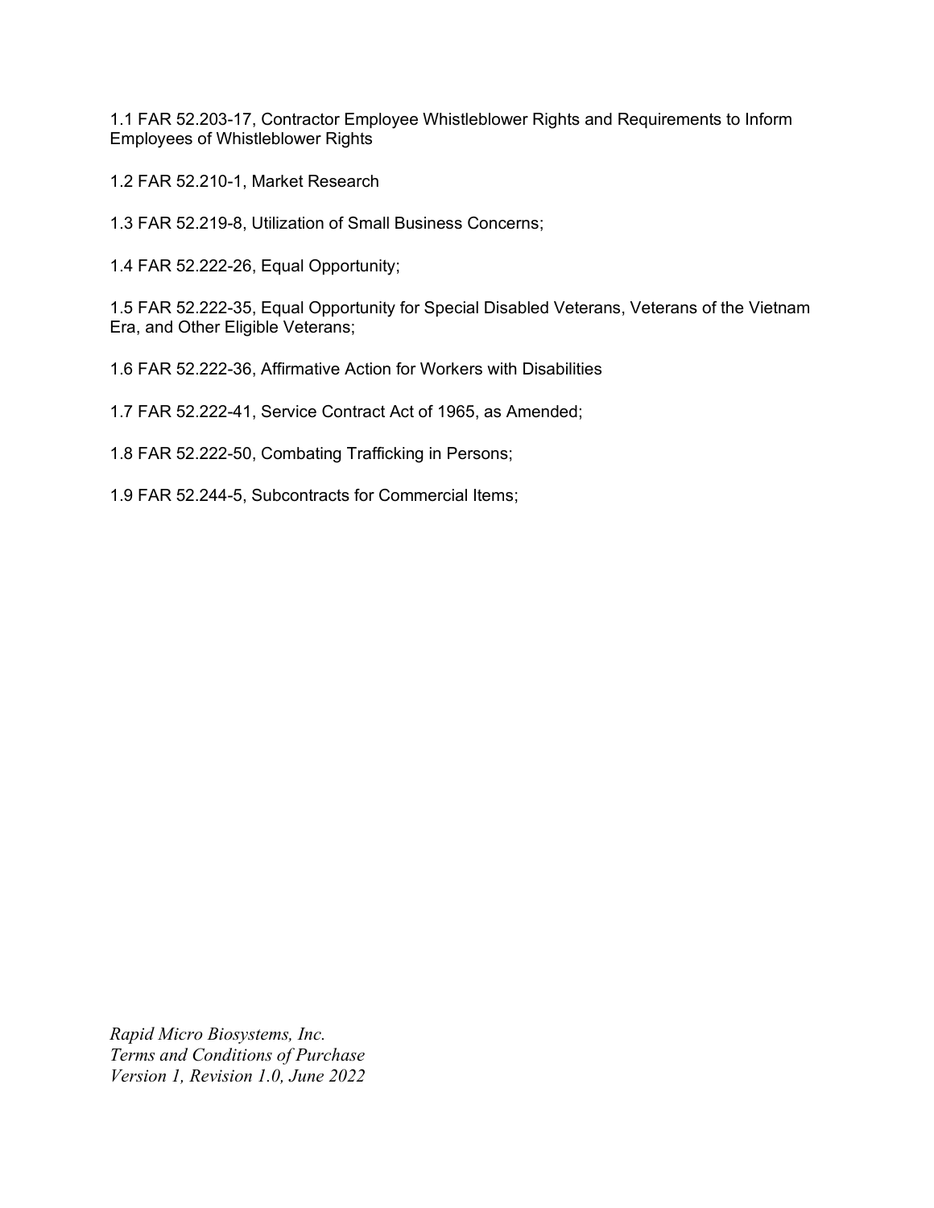1.1 FAR 52.203-17, Contractor Employee Whistleblower Rights and Requirements to Inform Employees of Whistleblower Rights

1.2 FAR 52.210-1, Market Research

1.3 FAR 52.219-8, Utilization of Small Business Concerns;

1.4 FAR 52.222-26, Equal Opportunity;

1.5 FAR 52.222-35, Equal Opportunity for Special Disabled Veterans, Veterans of the Vietnam Era, and Other Eligible Veterans;

1.6 FAR 52.222-36, Affirmative Action for Workers with Disabilities

1.7 FAR 52.222-41, Service Contract Act of 1965, as Amended;

1.8 FAR 52.222-50, Combating Trafficking in Persons;

1.9 FAR 52.244-5, Subcontracts for Commercial Items;